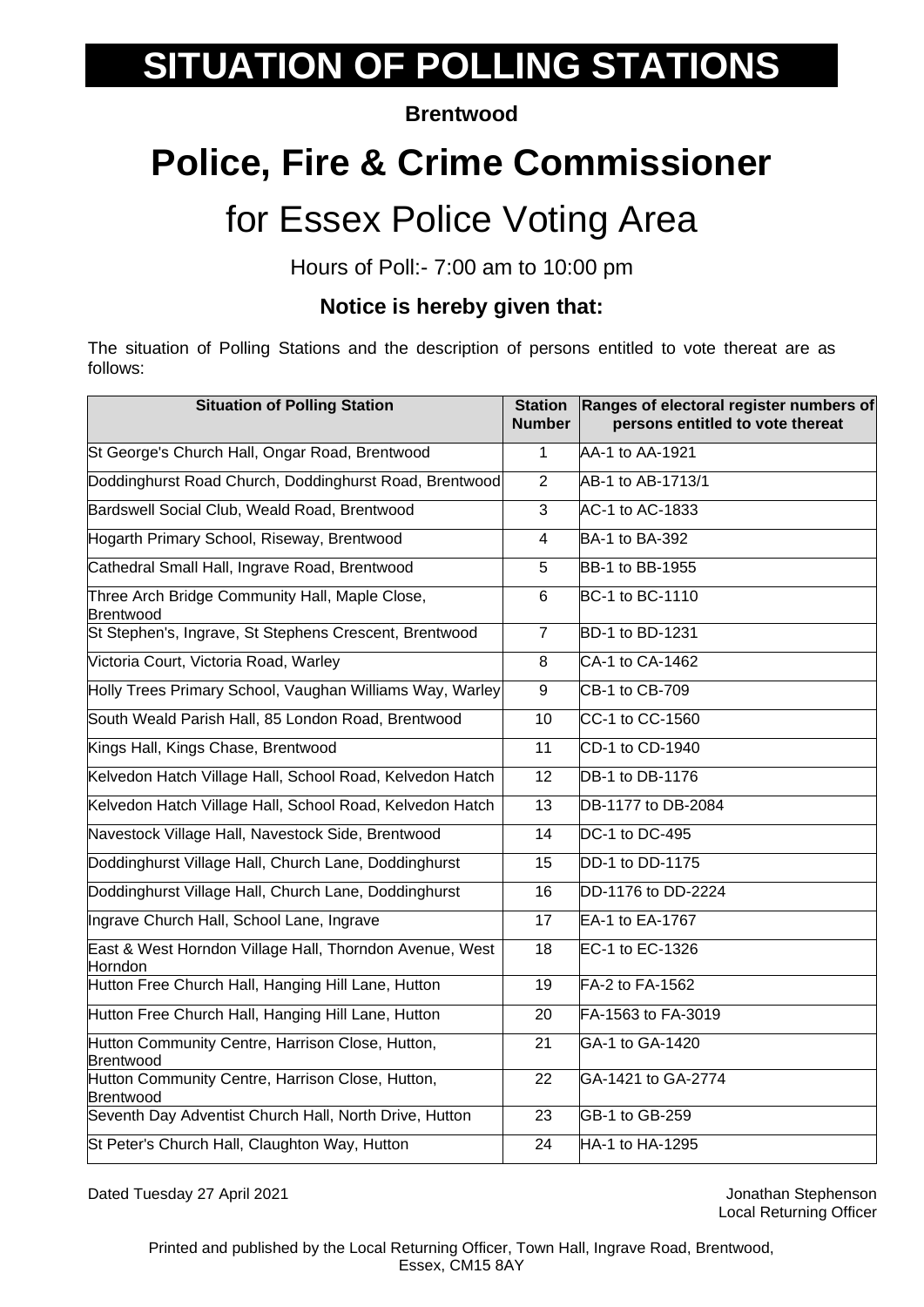# SITUATION OF POLLING STATIONS

**Brentwood**

# Police, Fire & Crime Commissioner

## for Essex Police Voting Area

Hours of Poll:- 7:00 am to 10:00 pm

### Notice is hereby given that:

The situation of Polling Stations and the description of persons entitled to vote thereat are as follows:

| Situation of Polling Station | Station Number | Ranges of electoral register numbers of persons entitled to vote thereat |
|---|---|---|
| St George's Church Hall, Ongar Road, Brentwood | 1 | AA-1 to AA-1921 |
| Doddinghurst Road Church, Doddinghurst Road, Brentwood | 2 | AB-1 to AB-1713/1 |
| Bardswell Social Club, Weald Road, Brentwood | 3 | AC-1 to AC-1833 |
| Hogarth Primary School, Riseway, Brentwood | 4 | BA-1 to BA-392 |
| Cathedral Small Hall, Ingrave Road, Brentwood | 5 | BB-1 to BB-1955 |
| Three Arch Bridge Community Hall, Maple Close, Brentwood | 6 | BC-1 to BC-1110 |
| St Stephen's, Ingrave, St Stephens Crescent, Brentwood | 7 | BD-1 to BD-1231 |
| Victoria Court, Victoria Road, Warley | 8 | CA-1 to CA-1462 |
| Holly Trees Primary School, Vaughan Williams Way, Warley | 9 | CB-1 to CB-709 |
| South Weald Parish Hall, 85 London Road, Brentwood | 10 | CC-1 to CC-1560 |
| Kings Hall, Kings Chase, Brentwood | 11 | CD-1 to CD-1940 |
| Kelvedon Hatch Village Hall, School Road, Kelvedon Hatch | 12 | DB-1 to DB-1176 |
| Kelvedon Hatch Village Hall, School Road, Kelvedon Hatch | 13 | DB-1177 to DB-2084 |
| Navestock Village Hall, Navestock Side, Brentwood | 14 | DC-1 to DC-495 |
| Doddinghurst Village Hall, Church Lane, Doddinghurst | 15 | DD-1 to DD-1175 |
| Doddinghurst Village Hall, Church Lane, Doddinghurst | 16 | DD-1176 to DD-2224 |
| Ingrave Church Hall, School Lane, Ingrave | 17 | EA-1 to EA-1767 |
| East & West Horndon Village Hall, Thorndon Avenue, West Horndon | 18 | EC-1 to EC-1326 |
| Hutton Free Church Hall, Hanging Hill Lane, Hutton | 19 | FA-2 to FA-1562 |
| Hutton Free Church Hall, Hanging Hill Lane, Hutton | 20 | FA-1563 to FA-3019 |
| Hutton Community Centre, Harrison Close, Hutton, Brentwood | 21 | GA-1 to GA-1420 |
| Hutton Community Centre, Harrison Close, Hutton, Brentwood | 22 | GA-1421 to GA-2774 |
| Seventh Day Adventist Church Hall, North Drive, Hutton | 23 | GB-1 to GB-259 |
| St Peter's Church Hall, Claughton Way, Hutton | 24 | HA-1 to HA-1295 |

Dated Tuesday 27 April 2021

Jonathan Stephenson
Local Returning Officer

Printed and published by the Local Returning Officer, Town Hall, Ingrave Road, Brentwood, Essex, CM15 8AY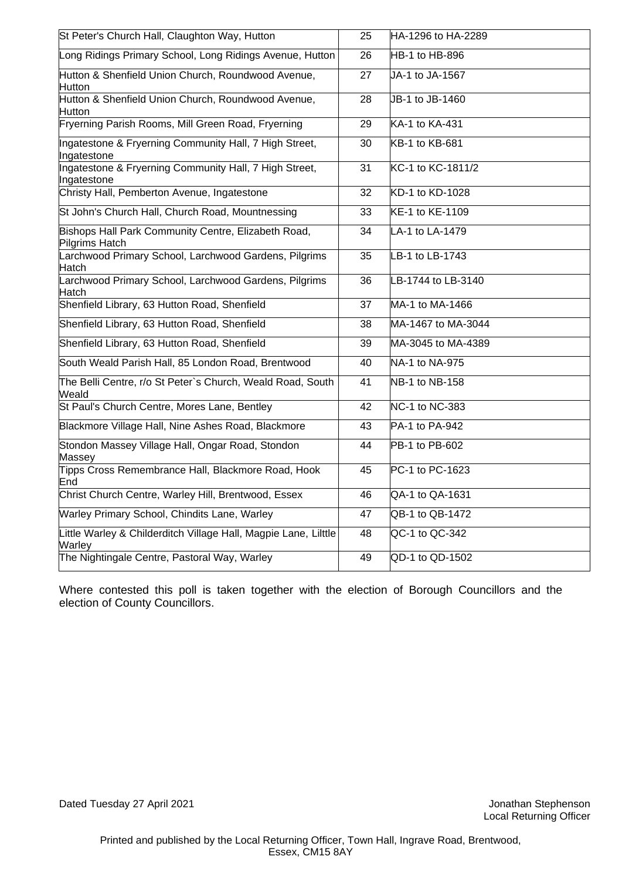| | | |
|---|---|---|
| St Peter's Church Hall, Claughton Way, Hutton | 25 | HA-1296 to HA-2289 |
| Long Ridings Primary School, Long Ridings Avenue, Hutton | 26 | HB-1 to HB-896 |
| Hutton & Shenfield Union Church, Roundwood Avenue, Hutton | 27 | JA-1 to JA-1567 |
| Hutton & Shenfield Union Church, Roundwood Avenue, Hutton | 28 | JB-1 to JB-1460 |
| Fryerning Parish Rooms, Mill Green Road, Fryerning | 29 | KA-1 to KA-431 |
| Ingatestone & Fryerning Community Hall, 7 High Street, Ingatestone | 30 | KB-1 to KB-681 |
| Ingatestone & Fryerning Community Hall, 7 High Street, Ingatestone | 31 | KC-1 to KC-1811/2 |
| Christy Hall, Pemberton Avenue, Ingatestone | 32 | KD-1 to KD-1028 |
| St John's Church Hall, Church Road, Mountnessing | 33 | KE-1 to KE-1109 |
| Bishops Hall Park Community Centre, Elizabeth Road, Pilgrims Hatch | 34 | LA-1 to LA-1479 |
| Larchwood Primary School, Larchwood Gardens, Pilgrims Hatch | 35 | LB-1 to LB-1743 |
| Larchwood Primary School, Larchwood Gardens, Pilgrims Hatch | 36 | LB-1744 to LB-3140 |
| Shenfield Library, 63 Hutton Road, Shenfield | 37 | MA-1 to MA-1466 |
| Shenfield Library, 63 Hutton Road, Shenfield | 38 | MA-1467 to MA-3044 |
| Shenfield Library, 63 Hutton Road, Shenfield | 39 | MA-3045 to MA-4389 |
| South Weald Parish Hall, 85 London Road, Brentwood | 40 | NA-1 to NA-975 |
| The Belli Centre, r/o St Peter`s Church, Weald Road, South Weald | 41 | NB-1 to NB-158 |
| St Paul's Church Centre, Mores Lane, Bentley | 42 | NC-1 to NC-383 |
| Blackmore Village Hall, Nine Ashes Road, Blackmore | 43 | PA-1 to PA-942 |
| Stondon Massey Village Hall, Ongar Road, Stondon Massey | 44 | PB-1 to PB-602 |
| Tipps Cross Remembrance Hall, Blackmore Road, Hook End | 45 | PC-1 to PC-1623 |
| Christ Church Centre, Warley Hill, Brentwood, Essex | 46 | QA-1 to QA-1631 |
| Warley Primary School, Chindits Lane, Warley | 47 | QB-1 to QB-1472 |
| Little Warley & Childerditch Village Hall, Magpie Lane, Liltle Warley | 48 | QC-1 to QC-342 |
| The Nightingale Centre, Pastoral Way, Warley | 49 | QD-1 to QD-1502 |

Where contested this poll is taken together with the election of Borough Councillors and the election of County Councillors.

Dated Tuesday 27 April 2021

Jonathan Stephenson
Local Returning Officer

Printed and published by the Local Returning Officer, Town Hall, Ingrave Road, Brentwood, Essex, CM15 8AY